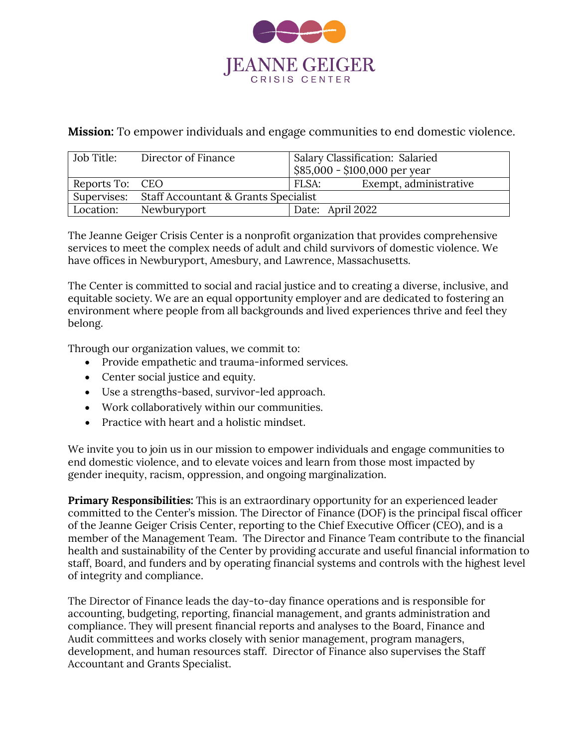# JEANNE GEIGER CRISIS CENTER

**Mission:** To empower individuals and engage communities to end domestic violence.

| Job Title: Director of Finance | Salary Classification: Salaried $85,000 - $100,000 per year |
|---|---|
| Reports To: CEO | FLSA: Exempt, administrative |
| Supervises: Staff Accountant & Grants Specialist | |
| Location: Newburyport | Date: April 2022 |

The Jeanne Geiger Crisis Center is a nonprofit organization that provides comprehensive services to meet the complex needs of adult and child survivors of domestic violence. We have offices in Newburyport, Amesbury, and Lawrence, Massachusetts.

The Center is committed to social and racial justice and to creating a diverse, inclusive, and equitable society. We are an equal opportunity employer and are dedicated to fostering an environment where people from all backgrounds and lived experiences thrive and feel they belong.

Through our organization values, we commit to:

- Provide empathetic and trauma-informed services.
- Center social justice and equity.
- Use a strengths-based, survivor-led approach.
- Work collaboratively within our communities.
- Practice with heart and a holistic mindset.

We invite you to join us in our mission to empower individuals and engage communities to end domestic violence, and to elevate voices and learn from those most impacted by gender inequity, racism, oppression, and ongoing marginalization.

**Primary Responsibilities:** This is an extraordinary opportunity for an experienced leader committed to the Center's mission. The Director of Finance (DOF) is the principal fiscal officer of the Jeanne Geiger Crisis Center, reporting to the Chief Executive Officer (CEO), and is a member of the Management Team. The Director and Finance Team contribute to the financial health and sustainability of the Center by providing accurate and useful financial information to staff, Board, and funders and by operating financial systems and controls with the highest level of integrity and compliance.

The Director of Finance leads the day-to-day finance operations and is responsible for accounting, budgeting, reporting, financial management, and grants administration and compliance. They will present financial reports and analyses to the Board, Finance and Audit committees and works closely with senior management, program managers, development, and human resources staff. Director of Finance also supervises the Staff Accountant and Grants Specialist.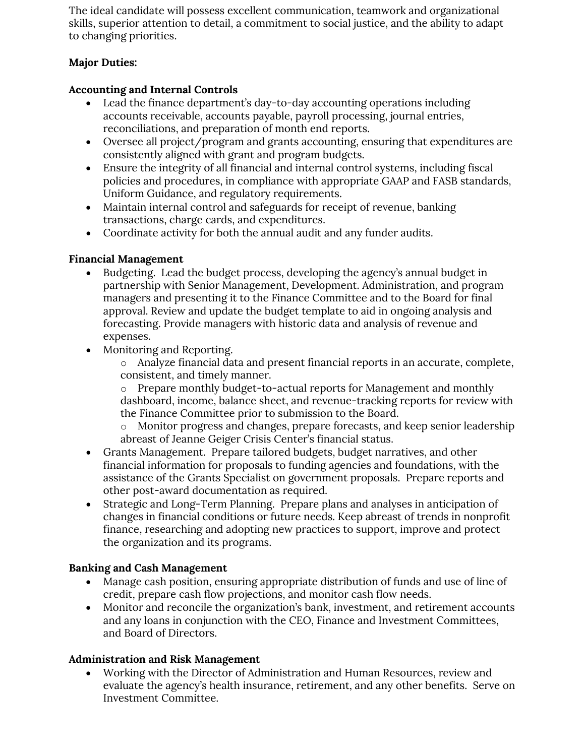The ideal candidate will possess excellent communication, teamwork and organizational skills, superior attention to detail, a commitment to social justice, and the ability to adapt to changing priorities.

**Major Duties:**

**Accounting and Internal Controls**

- Lead the finance department's day-to-day accounting operations including accounts receivable, accounts payable, payroll processing, journal entries, reconciliations, and preparation of month end reports.
- Oversee all project/program and grants accounting, ensuring that expenditures are consistently aligned with grant and program budgets.
- Ensure the integrity of all financial and internal control systems, including fiscal policies and procedures, in compliance with appropriate GAAP and FASB standards, Uniform Guidance, and regulatory requirements.
- Maintain internal control and safeguards for receipt of revenue, banking transactions, charge cards, and expenditures.
- Coordinate activity for both the annual audit and any funder audits.

**Financial Management**

- Budgeting. Lead the budget process, developing the agency's annual budget in partnership with Senior Management, Development. Administration, and program managers and presenting it to the Finance Committee and to the Board for final approval. Review and update the budget template to aid in ongoing analysis and forecasting. Provide managers with historic data and analysis of revenue and expenses.
- Monitoring and Reporting.
  - Analyze financial data and present financial reports in an accurate, complete, consistent, and timely manner.
  - Prepare monthly budget-to-actual reports for Management and monthly dashboard, income, balance sheet, and revenue-tracking reports for review with the Finance Committee prior to submission to the Board.
  - Monitor progress and changes, prepare forecasts, and keep senior leadership abreast of Jeanne Geiger Crisis Center's financial status.
- Grants Management. Prepare tailored budgets, budget narratives, and other financial information for proposals to funding agencies and foundations, with the assistance of the Grants Specialist on government proposals. Prepare reports and other post-award documentation as required.
- Strategic and Long-Term Planning. Prepare plans and analyses in anticipation of changes in financial conditions or future needs. Keep abreast of trends in nonprofit finance, researching and adopting new practices to support, improve and protect the organization and its programs.

**Banking and Cash Management**

- Manage cash position, ensuring appropriate distribution of funds and use of line of credit, prepare cash flow projections, and monitor cash flow needs.
- Monitor and reconcile the organization's bank, investment, and retirement accounts and any loans in conjunction with the CEO, Finance and Investment Committees, and Board of Directors.

**Administration and Risk Management**

- Working with the Director of Administration and Human Resources, review and evaluate the agency's health insurance, retirement, and any other benefits. Serve on Investment Committee.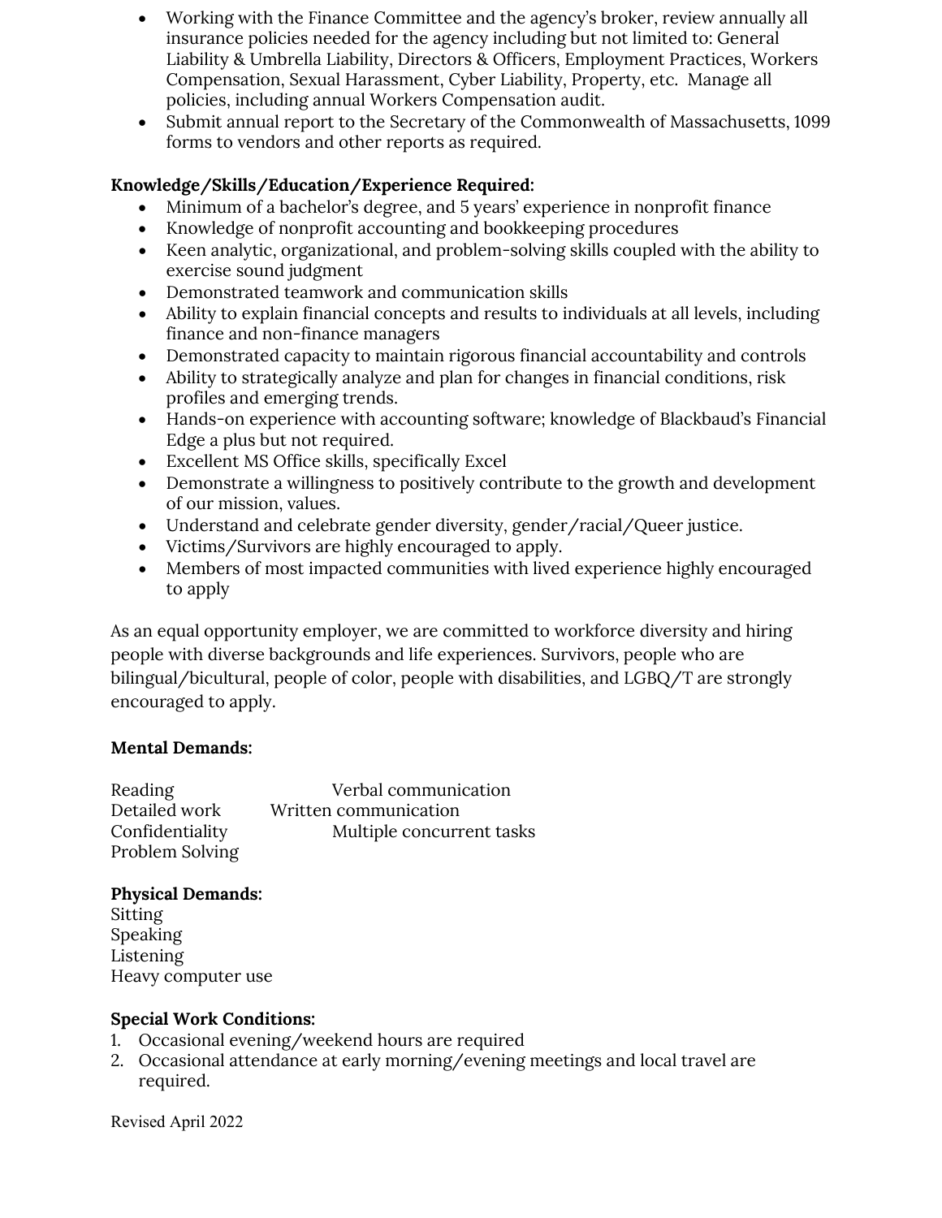- Working with the Finance Committee and the agency's broker, review annually all insurance policies needed for the agency including but not limited to: General Liability & Umbrella Liability, Directors & Officers, Employment Practices, Workers Compensation, Sexual Harassment, Cyber Liability, Property, etc. Manage all policies, including annual Workers Compensation audit.
- Submit annual report to the Secretary of the Commonwealth of Massachusetts, 1099 forms to vendors and other reports as required.

**Knowledge/Skills/Education/Experience Required:**

- Minimum of a bachelor's degree, and 5 years' experience in nonprofit finance
- Knowledge of nonprofit accounting and bookkeeping procedures
- Keen analytic, organizational, and problem-solving skills coupled with the ability to exercise sound judgment
- Demonstrated teamwork and communication skills
- Ability to explain financial concepts and results to individuals at all levels, including finance and non-finance managers
- Demonstrated capacity to maintain rigorous financial accountability and controls
- Ability to strategically analyze and plan for changes in financial conditions, risk profiles and emerging trends.
- Hands-on experience with accounting software; knowledge of Blackbaud's Financial Edge a plus but not required.
- Excellent MS Office skills, specifically Excel
- Demonstrate a willingness to positively contribute to the growth and development of our mission, values.
- Understand and celebrate gender diversity, gender/racial/Queer justice.
- Victims/Survivors are highly encouraged to apply.
- Members of most impacted communities with lived experience highly encouraged to apply

As an equal opportunity employer, we are committed to workforce diversity and hiring people with diverse backgrounds and life experiences. Survivors, people who are bilingual/bicultural, people of color, people with disabilities, and LGBQ/T are strongly encouraged to apply.

**Mental Demands:**

| | |
|---|---|
| Reading | Verbal communication |
| Detailed work | Written communication |
| Confidentiality | Multiple concurrent tasks |
| Problem Solving | |

**Physical Demands:**

Sitting
Speaking
Listening
Heavy computer use

**Special Work Conditions:**

1. Occasional evening/weekend hours are required
2. Occasional attendance at early morning/evening meetings and local travel are required.

Revised April 2022